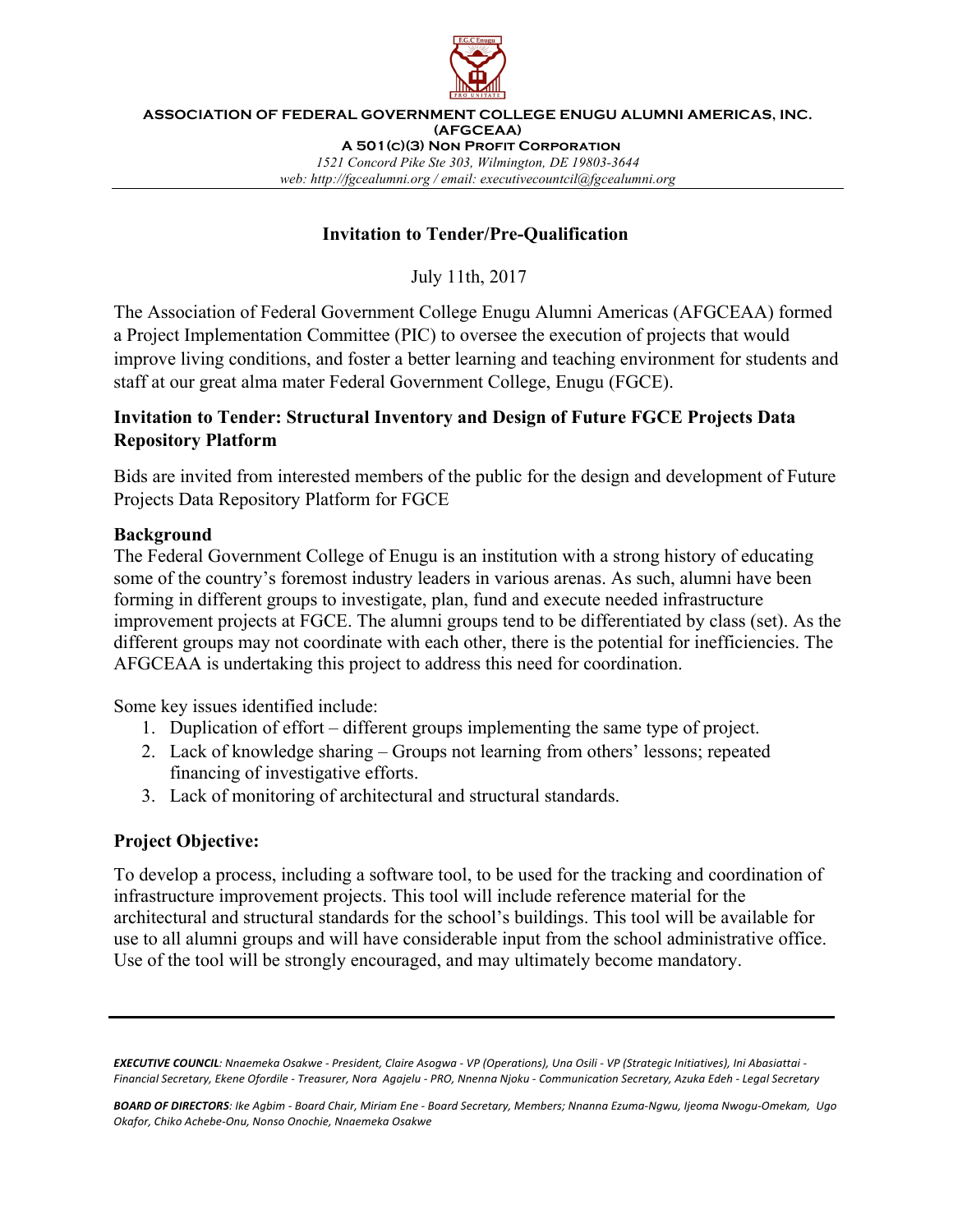**ASSOCIATION OF FEDERAL GOVERNMENT COLLEGE ENUGU ALUMNI AMERICAS, INC. (AFGCEAA)**

**A 501(C)(3) NON PROFIT CORPORATION**

*1521 Concord Pike Ste 303, Wilmington, DE 19803-3644*

*web: http://fgcealumni.org / email: executivecountcil@fgcealumni.org*

---

## Invitation to Tender/Pre-Qualification

July 11th, 2017

The Association of Federal Government College Enugu Alumni Americas (AFGCEAA) formed a Project Implementation Committee (PIC) to oversee the execution of projects that would improve living conditions, and foster a better learning and teaching environment for students and staff at our great alma mater Federal Government College, Enugu (FGCE).

### Invitation to Tender: Structural Inventory and Design of Future FGCE Projects Data Repository Platform

Bids are invited from interested members of the public for the design and development of Future Projects Data Repository Platform for FGCE

### Background

The Federal Government College of Enugu is an institution with a strong history of educating some of the country's foremost industry leaders in various arenas. As such, alumni have been forming in different groups to investigate, plan, fund and execute needed infrastructure improvement projects at FGCE. The alumni groups tend to be differentiated by class (set). As the different groups may not coordinate with each other, there is the potential for inefficiencies. The AFGCEAA is undertaking this project to address this need for coordination.

Some key issues identified include:

1. Duplication of effort – different groups implementing the same type of project.
2. Lack of knowledge sharing – Groups not learning from others' lessons; repeated financing of investigative efforts.
3. Lack of monitoring of architectural and structural standards.

### Project Objective:

To develop a process, including a software tool, to be used for the tracking and coordination of infrastructure improvement projects. This tool will include reference material for the architectural and structural standards for the school's buildings. This tool will be available for use to all alumni groups and will have considerable input from the school administrative office. Use of the tool will be strongly encouraged, and may ultimately become mandatory.

---

***EXECUTIVE COUNCIL****: Nnaemeka Osakwe - President, Claire Asogwa - VP (Operations), Una Osili - VP (Strategic Initiatives), Ini Abasiattai - Financial Secretary, Ekene Ofordile - Treasurer, Nora Agajelu - PRO, Nnenna Njoku - Communication Secretary, Azuka Edeh - Legal Secretary*

***BOARD OF DIRECTORS****: Ike Agbim - Board Chair, Miriam Ene - Board Secretary, Members; Nnanna Ezuma-Ngwu, Ijeoma Nwogu-Omekam, Ugo Okafor, Chiko Achebe-Onu, Nonso Onochie, Nnaemeka Osakwe*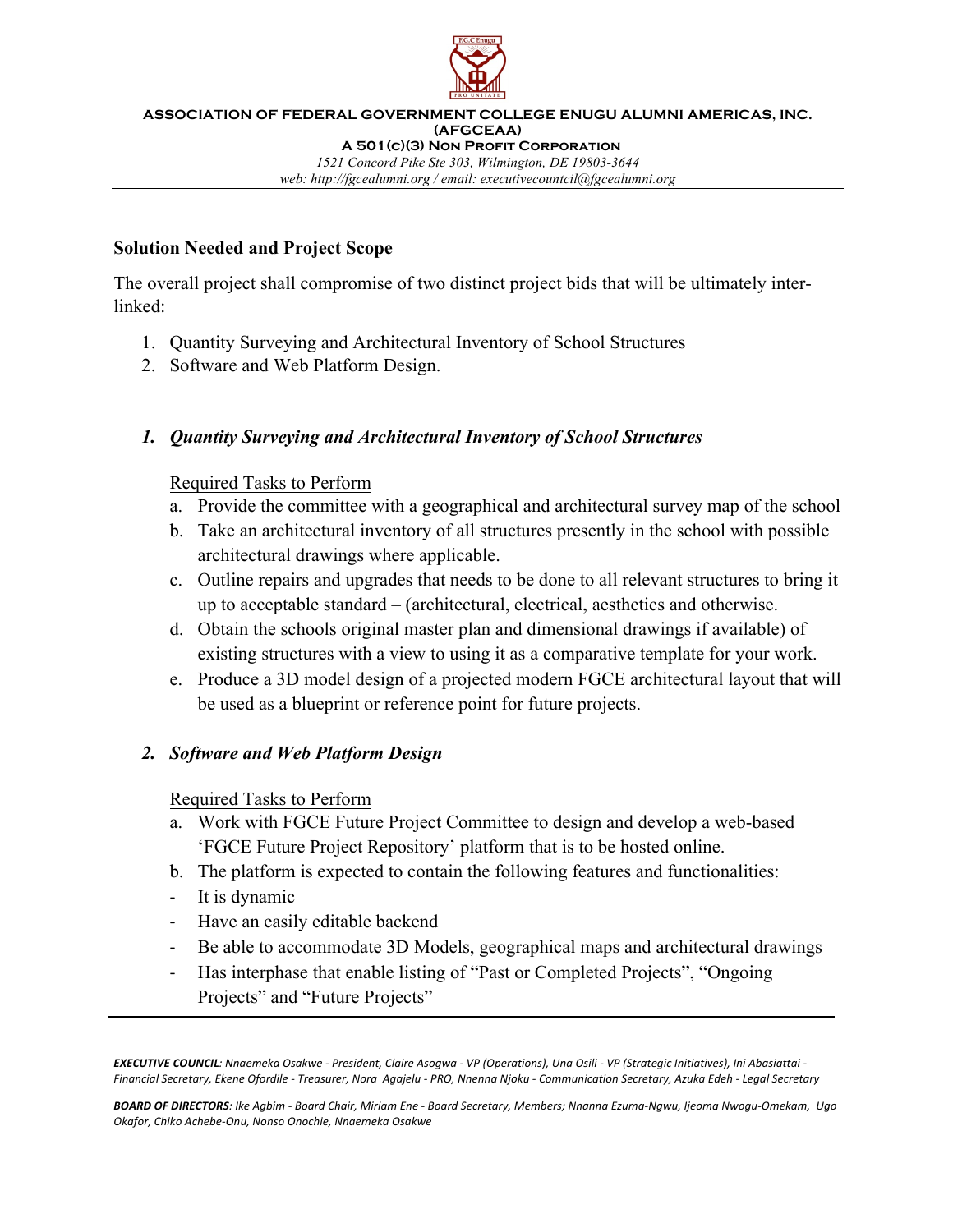## Solution Needed and Project Scope

The overall project shall compromise of two distinct project bids that will be ultimately inter-linked:

1. Quantity Surveying and Architectural Inventory of School Structures
2. Software and Web Platform Design.

### *1. Quantity Surveying and Architectural Inventory of School Structures*

Required Tasks to Perform

a. Provide the committee with a geographical and architectural survey map of the school
b. Take an architectural inventory of all structures presently in the school with possible architectural drawings where applicable.
c. Outline repairs and upgrades that needs to be done to all relevant structures to bring it up to acceptable standard – (architectural, electrical, aesthetics and otherwise.
d. Obtain the schools original master plan and dimensional drawings if available) of existing structures with a view to using it as a comparative template for your work.
e. Produce a 3D model design of a projected modern FGCE architectural layout that will be used as a blueprint or reference point for future projects.

### *2. Software and Web Platform Design*

Required Tasks to Perform

a. Work with FGCE Future Project Committee to design and develop a web-based 'FGCE Future Project Repository' platform that is to be hosted online.
b. The platform is expected to contain the following features and functionalities:

- It is dynamic
- Have an easily editable backend
- Be able to accommodate 3D Models, geographical maps and architectural drawings
- Has interphase that enable listing of "Past or Completed Projects", "Ongoing Projects" and "Future Projects"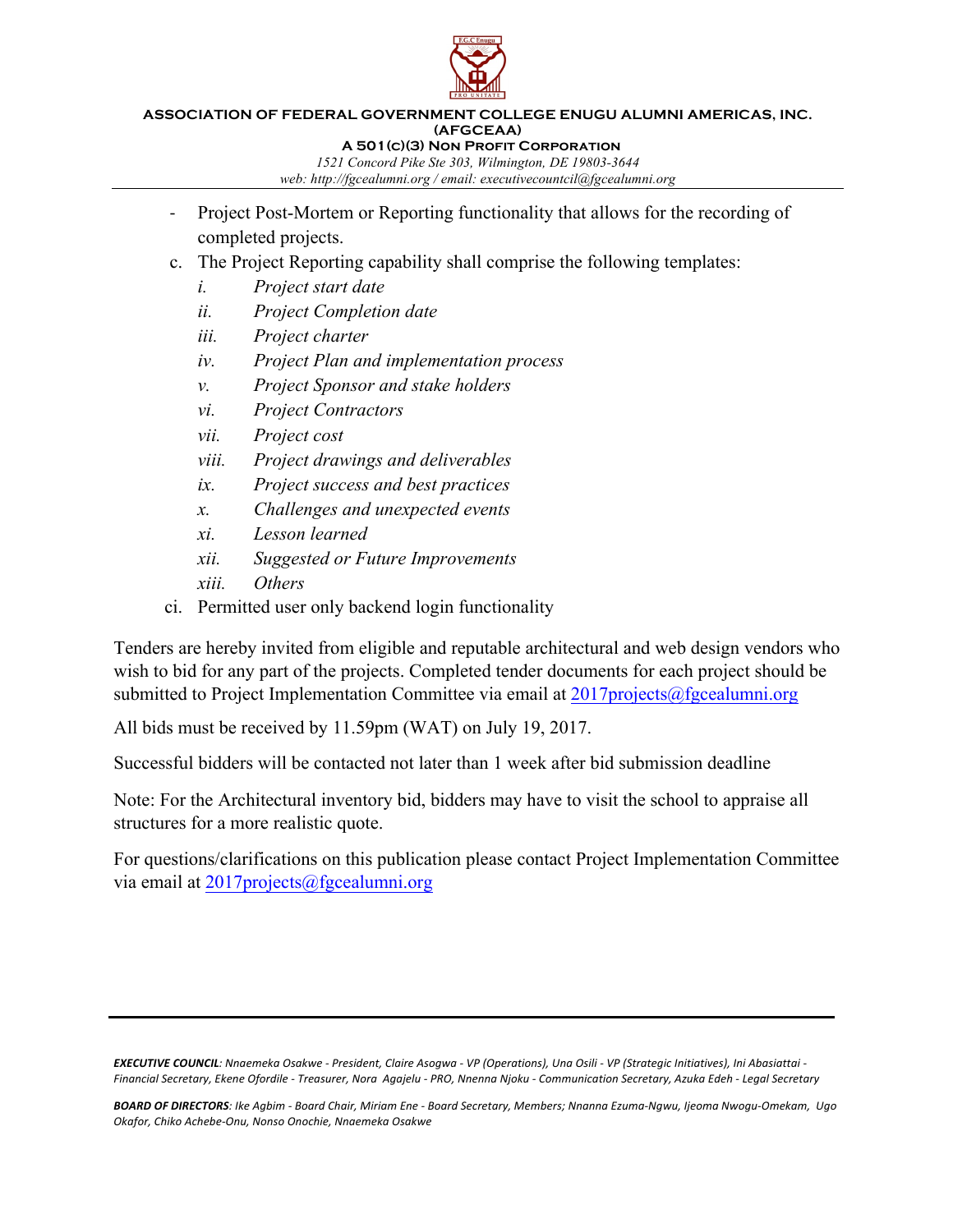- Project Post-Mortem or Reporting functionality that allows for the recording of completed projects.

c. The Project Reporting capability shall comprise the following templates:
   i. *Project start date*
   ii. *Project Completion date*
   iii. *Project charter*
   iv. *Project Plan and implementation process*
   v. *Project Sponsor and stake holders*
   vi. *Project Contractors*
   vii. *Project cost*
   viii. *Project drawings and deliverables*
   ix. *Project success and best practices*
   x. *Challenges and unexpected events*
   xi. *Lesson learned*
   xii. *Suggested or Future Improvements*
   xiii. *Others*

ci. Permitted user only backend login functionality

Tenders are hereby invited from eligible and reputable architectural and web design vendors who wish to bid for any part of the projects. Completed tender documents for each project should be submitted to Project Implementation Committee via email at 2017projects@fgcealumni.org

All bids must be received by 11.59pm (WAT) on July 19, 2017.

Successful bidders will be contacted not later than 1 week after bid submission deadline

Note: For the Architectural inventory bid, bidders may have to visit the school to appraise all structures for a more realistic quote.

For questions/clarifications on this publication please contact Project Implementation Committee via email at 2017projects@fgcealumni.org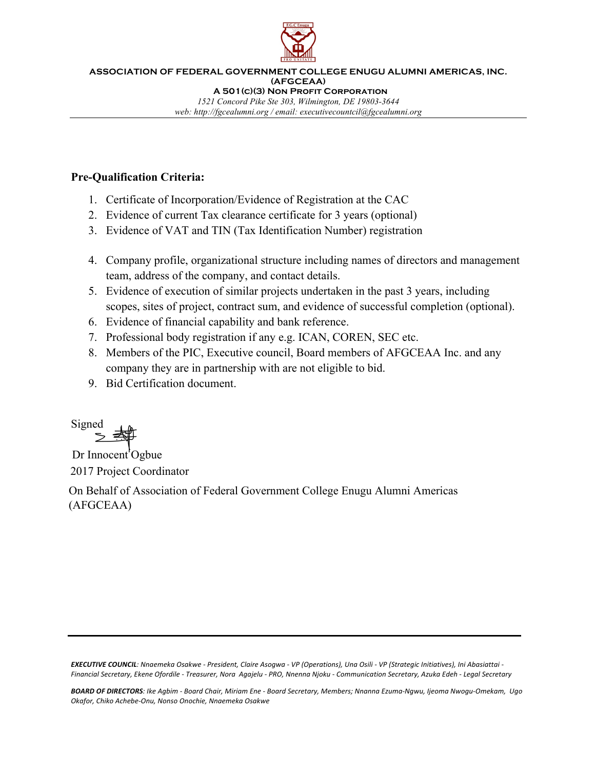**ASSOCIATION OF FEDERAL GOVERNMENT COLLEGE ENUGU ALUMNI AMERICAS, INC. (AFGCEAA)**

**A 501(C)(3) NON PROFIT CORPORATION**

*1521 Concord Pike Ste 303, Wilmington, DE 19803-3644*

*web: http://fgcealumni.org / email: executivecountcil@fgcealumni.org*

---

**Pre-Qualification Criteria:**

1. Certificate of Incorporation/Evidence of Registration at the CAC
2. Evidence of current Tax clearance certificate for 3 years (optional)
3. Evidence of VAT and TIN (Tax Identification Number) registration
4. Company profile, organizational structure including names of directors and management team, address of the company, and contact details.
5. Evidence of execution of similar projects undertaken in the past 3 years, including scopes, sites of project, contract sum, and evidence of successful completion (optional).
6. Evidence of financial capability and bank reference.
7. Professional body registration if any e.g. ICAN, COREN, SEC etc.
8. Members of the PIC, Executive council, Board members of AFGCEAA Inc. and any company they are in partnership with are not eligible to bid.
9. Bid Certification document.

Signed

Dr Innocent Ogbue

2017 Project Coordinator

On Behalf of Association of Federal Government College Enugu Alumni Americas (AFGCEAA)

---

***EXECUTIVE COUNCIL**: Nnaemeka Osakwe - President, Claire Asogwa - VP (Operations), Una Osili - VP (Strategic Initiatives), Ini Abasiattai - Financial Secretary, Ekene Ofordile - Treasurer, Nora Agajelu - PRO, Nnenna Njoku - Communication Secretary, Azuka Edeh - Legal Secretary*

***BOARD OF DIRECTORS**: Ike Agbim - Board Chair, Miriam Ene - Board Secretary, Members; Nnanna Ezuma-Ngwu, Ijeoma Nwogu-Omekam, Ugo Okafor, Chiko Achebe-Onu, Nonso Onochie, Nnaemeka Osakwe*